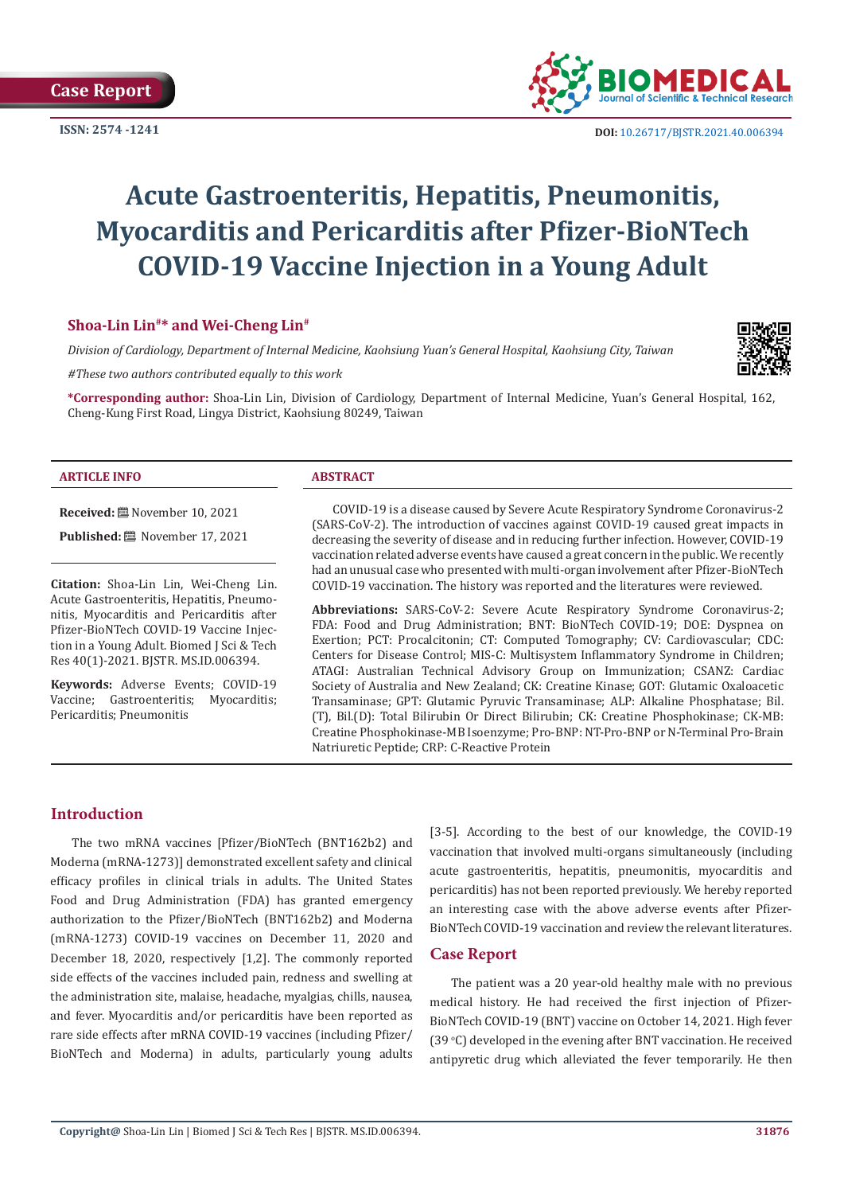Case Report

ISSN: 2574 -1241

DOI: 10.26717/BJSTR.2021.40.006394

# Acute Gastroenteritis, Hepatitis, Pneumonitis, Myocarditis and Pericarditis after Pfizer-BioNTech COVID-19 Vaccine Injection in a Young Adult

**Shoa-Lin Lin[#]* and Wei-Cheng Lin[#]**

*Division of Cardiology, Department of Internal Medicine, Kaohsiung Yuan's General Hospital, Kaohsiung City, Taiwan*

*#These two authors contributed equally to this work*

***Corresponding author:** Shoa-Lin Lin, Division of Cardiology, Department of Internal Medicine, Yuan's General Hospital, 162, Cheng-Kung First Road, Lingya District, Kaohsiung 80249, Taiwan

### ARTICLE INFO

**Received:** November 10, 2021

**Published:** November 17, 2021

**Citation:** Shoa-Lin Lin, Wei-Cheng Lin. Acute Gastroenteritis, Hepatitis, Pneumonitis, Myocarditis and Pericarditis after Pfizer-BioNTech COVID-19 Vaccine Injection in a Young Adult. Biomed J Sci & Tech Res 40(1)-2021. BJSTR. MS.ID.006394.

**Keywords:** Adverse Events; COVID-19 Vaccine; Gastroenteritis; Myocarditis; Pericarditis; Pneumonitis

### ABSTRACT

COVID-19 is a disease caused by Severe Acute Respiratory Syndrome Coronavirus-2 (SARS-CoV-2). The introduction of vaccines against COVID-19 caused great impacts in decreasing the severity of disease and in reducing further infection. However, COVID-19 vaccination related adverse events have caused a great concern in the public. We recently had an unusual case who presented with multi-organ involvement after Pfizer-BioNTech COVID-19 vaccination. The history was reported and the literatures were reviewed.

**Abbreviations:** SARS-CoV-2: Severe Acute Respiratory Syndrome Coronavirus-2; FDA: Food and Drug Administration; BNT: BioNTech COVID-19; DOE: Dyspnea on Exertion; PCT: Procalcitonin; CT: Computed Tomography; CV: Cardiovascular; CDC: Centers for Disease Control; MIS-C: Multisystem Inflammatory Syndrome in Children; ATAGI: Australian Technical Advisory Group on Immunization; CSANZ: Cardiac Society of Australia and New Zealand; CK: Creatine Kinase; GOT: Glutamic Oxaloacetic Transaminase; GPT: Glutamic Pyruvic Transaminase; ALP: Alkaline Phosphatase; Bil.(T), Bil.(D): Total Bilirubin Or Direct Bilirubin; CK: Creatine Phosphokinase; CK-MB: Creatine Phosphokinase-MB Isoenzyme; Pro-BNP: NT-Pro-BNP or N-Terminal Pro-Brain Natriuretic Peptide; CRP: C-Reactive Protein

## Introduction

The two mRNA vaccines [Pfizer/BioNTech (BNT162b2) and Moderna (mRNA-1273)] demonstrated excellent safety and clinical efficacy profiles in clinical trials in adults. The United States Food and Drug Administration (FDA) has granted emergency authorization to the Pfizer/BioNTech (BNT162b2) and Moderna (mRNA-1273) COVID-19 vaccines on December 11, 2020 and December 18, 2020, respectively [1,2]. The commonly reported side effects of the vaccines included pain, redness and swelling at the administration site, malaise, headache, myalgias, chills, nausea, and fever. Myocarditis and/or pericarditis have been reported as rare side effects after mRNA COVID-19 vaccines (including Pfizer/BioNTech and Moderna) in adults, particularly young adults [3-5]. According to the best of our knowledge, the COVID-19 vaccination that involved multi-organs simultaneously (including acute gastroenteritis, hepatitis, pneumonitis, myocarditis and pericarditis) has not been reported previously. We hereby reported an interesting case with the above adverse events after Pfizer-BioNTech COVID-19 vaccination and review the relevant literatures.

## Case Report

The patient was a 20 year-old healthy male with no previous medical history. He had received the first injection of Pfizer-BioNTech COVID-19 (BNT) vaccine on October 14, 2021. High fever (39 °C) developed in the evening after BNT vaccination. He received antipyretic drug which alleviated the fever temporarily. He then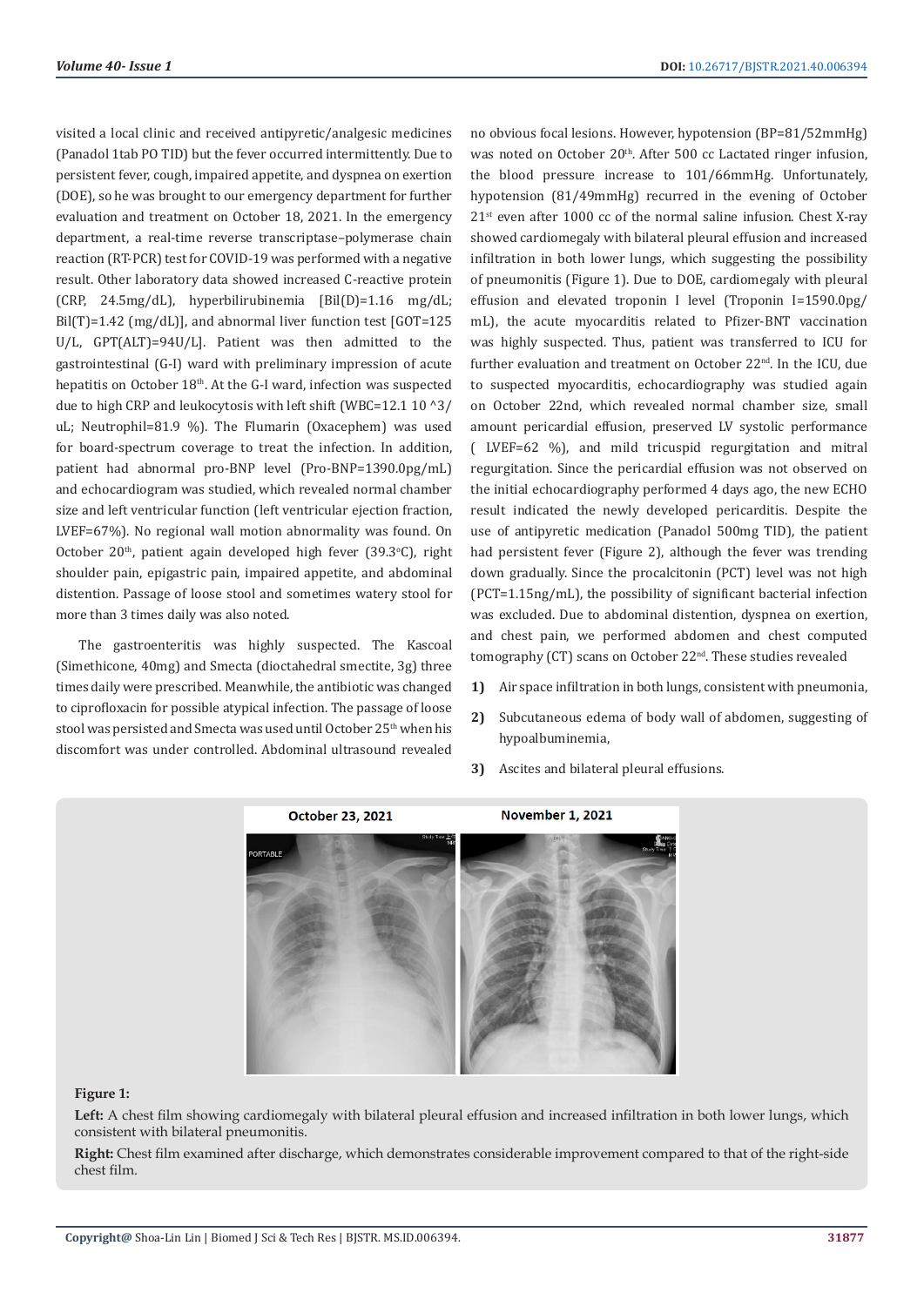visited a local clinic and received antipyretic/analgesic medicines (Panadol 1tab PO TID) but the fever occurred intermittently. Due to persistent fever, cough, impaired appetite, and dyspnea on exertion (DOE), so he was brought to our emergency department for further evaluation and treatment on October 18, 2021. In the emergency department, a real-time reverse transcriptase–polymerase chain reaction (RT-PCR) test for COVID-19 was performed with a negative result. Other laboratory data showed increased C-reactive protein (CRP, 24.5mg/dL), hyperbilirubinemia [Bil(D)=1.16 mg/dL; Bil(T)=1.42 (mg/dL)], and abnormal liver function test [GOT=125 U/L, GPT(ALT)=94U/L]. Patient was then admitted to the gastrointestinal (G-I) ward with preliminary impression of acute hepatitis on October 18th. At the G-I ward, infection was suspected due to high CRP and leukocytosis with left shift (WBC=12.1 10 ^3/uL; Neutrophil=81.9 %). The Flumarin (Oxacephem) was used for board-spectrum coverage to treat the infection. In addition, patient had abnormal pro-BNP level (Pro-BNP=1390.0pg/mL) and echocardiogram was studied, which revealed normal chamber size and left ventricular function (left ventricular ejection fraction, LVEF=67%). No regional wall motion abnormality was found. On October 20th, patient again developed high fever (39.3°C), right shoulder pain, epigastric pain, impaired appetite, and abdominal distention. Passage of loose stool and sometimes watery stool for more than 3 times daily was also noted.

The gastroenteritis was highly suspected. The Kascoal (Simethicone, 40mg) and Smecta (dioctahedral smectite, 3g) three times daily were prescribed. Meanwhile, the antibiotic was changed to ciprofloxacin for possible atypical infection. The passage of loose stool was persisted and Smecta was used until October 25th when his discomfort was under controlled. Abdominal ultrasound revealed no obvious focal lesions. However, hypotension (BP=81/52mmHg) was noted on October 20th. After 500 cc Lactated ringer infusion, the blood pressure increase to 101/66mmHg. Unfortunately, hypotension (81/49mmHg) recurred in the evening of October 21st even after 1000 cc of the normal saline infusion. Chest X-ray showed cardiomegaly with bilateral pleural effusion and increased infiltration in both lower lungs, which suggesting the possibility of pneumonitis (Figure 1). Due to DOE, cardiomegaly with pleural effusion and elevated troponin I level (Troponin I=1590.0pg/mL), the acute myocarditis related to Pfizer-BNT vaccination was highly suspected. Thus, patient was transferred to ICU for further evaluation and treatment on October 22nd. In the ICU, due to suspected myocarditis, echocardiography was studied again on October 22nd, which revealed normal chamber size, small amount pericardial effusion, preserved LV systolic performance ( LVEF=62 %), and mild tricuspid regurgitation and mitral regurgitation. Since the pericardial effusion was not observed on the initial echocardiography performed 4 days ago, the new ECHO result indicated the newly developed pericarditis. Despite the use of antipyretic medication (Panadol 500mg TID), the patient had persistent fever (Figure 2), although the fever was trending down gradually. Since the procalcitonin (PCT) level was not high (PCT=1.15ng/mL), the possibility of significant bacterial infection was excluded. Due to abdominal distention, dyspnea on exertion, and chest pain, we performed abdomen and chest computed tomography (CT) scans on October 22nd. These studies revealed

1) Air space infiltration in both lungs, consistent with pneumonia,
2) Subcutaneous edema of body wall of abdomen, suggesting of hypoalbuminemia,
3) Ascites and bilateral pleural effusions.

**Figure 1:**

**Left:** A chest film showing cardiomegaly with bilateral pleural effusion and increased infiltration in both lower lungs, which consistent with bilateral pneumonitis.

**Right:** Chest film examined after discharge, which demonstrates considerable improvement compared to that of the right-side chest film.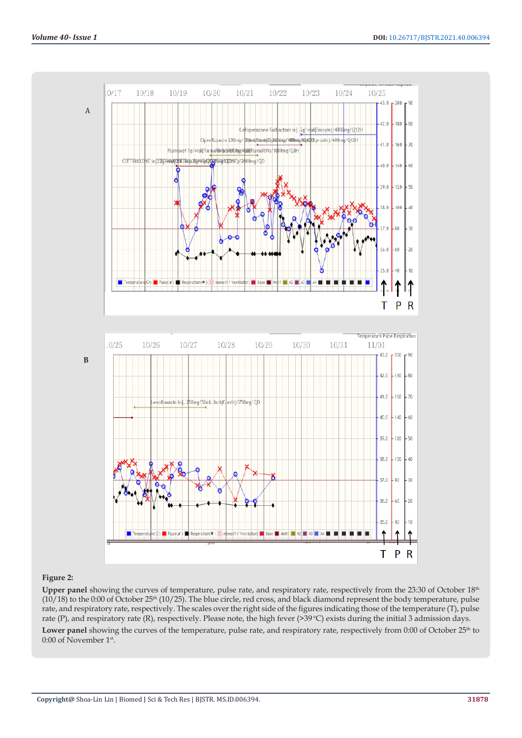A

B

**Figure 2:**

**Upper panel** showing the curves of temperature, pulse rate, and respiratory rate, respectively from the 23:30 of October 18th (10/18) to the 0:00 of October 25th (10/25). The blue circle, red cross, and black diamond represent the body temperature, pulse rate, and respiratory rate, respectively. The scales over the right side of the figures indicating those of the temperature (T), pulse rate (P), and respiratory rate (R), respectively. Please note, the high fever (>39℃) exists during the initial 3 admission days.

**Lower panel** showing the curves of the temperature, pulse rate, and respiratory rate, respectively from 0:00 of October 25th to 0:00 of November 1st.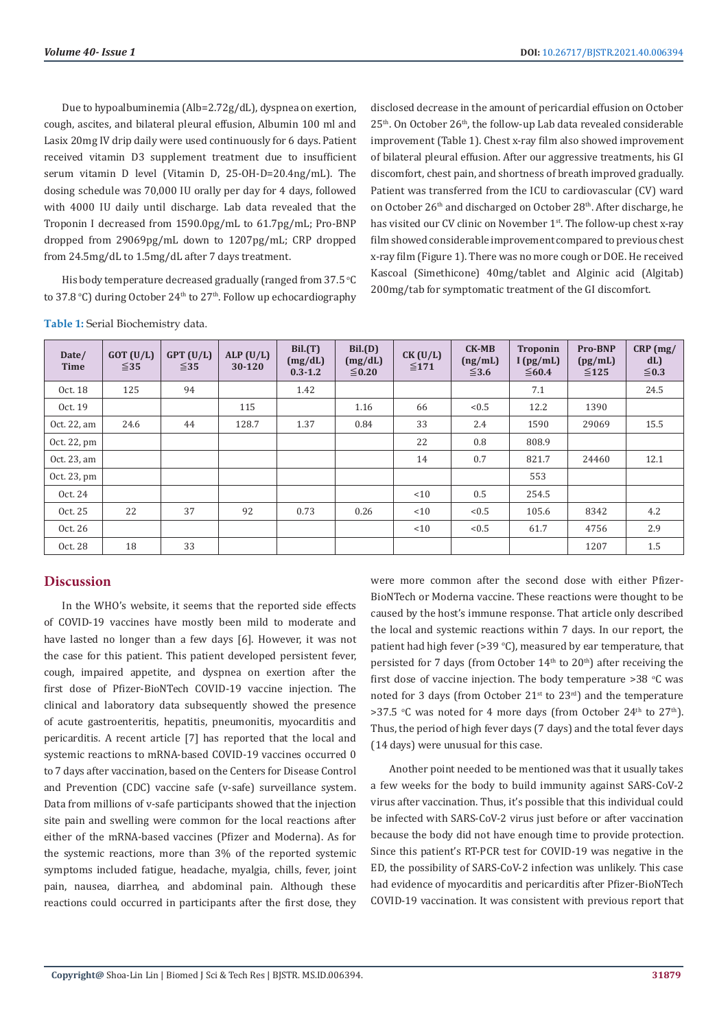Due to hypoalbuminemia (Alb=2.72g/dL), dyspnea on exertion, cough, ascites, and bilateral pleural effusion, Albumin 100 ml and Lasix 20mg IV drip daily were used continuously for 6 days. Patient received vitamin D3 supplement treatment due to insufficient serum vitamin D level (Vitamin D, 25-OH-D=20.4ng/mL). The dosing schedule was 70,000 IU orally per day for 4 days, followed with 4000 IU daily until discharge. Lab data revealed that the Troponin I decreased from 1590.0pg/mL to 61.7pg/mL; Pro-BNP dropped from 29069pg/mL down to 1207pg/mL; CRP dropped from 24.5mg/dL to 1.5mg/dL after 7 days treatment.

His body temperature decreased gradually (ranged from 37.5 °C to 37.8 °C) during October 24th to 27th. Follow up echocardiography disclosed decrease in the amount of pericardial effusion on October 25th. On October 26th, the follow-up Lab data revealed considerable improvement (Table 1). Chest x-ray film also showed improvement of bilateral pleural effusion. After our aggressive treatments, his GI discomfort, chest pain, and shortness of breath improved gradually. Patient was transferred from the ICU to cardiovascular (CV) ward on October 26th and discharged on October 28th. After discharge, he has visited our CV clinic on November 1st. The follow-up chest x-ray film showed considerable improvement compared to previous chest x-ray film (Figure 1). There was no more cough or DOE. He received Kascoal (Simethicone) 40mg/tablet and Alginic acid (Algitab) 200mg/tab for symptomatic treatment of the GI discomfort.

**Table 1:** Serial Biochemistry data.

| Date/ Time | GOT (U/L) ≦35 | GPT (U/L) ≦35 | ALP (U/L) 30-120 | Bil.(T) (mg/dL) 0.3-1.2 | Bil.(D) (mg/dL) ≦0.20 | CK (U/L) ≦171 | CK-MB (ng/mL) ≦3.6 | Troponin I (pg/mL) ≦60.4 | Pro-BNP (pg/mL) ≦125 | CRP (mg/dL) ≦0.3 |
|---|---|---|---|---|---|---|---|---|---|---|
| Oct. 18 | 125 | 94 | | 1.42 | | | | 7.1 | | 24.5 |
| Oct. 19 | | | 115 | | 1.16 | 66 | <0.5 | 12.2 | 1390 | |
| Oct. 22, am | 24.6 | 44 | 128.7 | 1.37 | 0.84 | 33 | 2.4 | 1590 | 29069 | 15.5 |
| Oct. 22, pm | | | | | | 22 | 0.8 | 808.9 | | |
| Oct. 23, am | | | | | | 14 | 0.7 | 821.7 | 24460 | 12.1 |
| Oct. 23, pm | | | | | | | | 553 | | |
| Oct. 24 | | | | | | <10 | 0.5 | 254.5 | | |
| Oct. 25 | 22 | 37 | 92 | 0.73 | 0.26 | <10 | <0.5 | 105.6 | 8342 | 4.2 |
| Oct. 26 | | | | | | <10 | <0.5 | 61.7 | 4756 | 2.9 |
| Oct. 28 | 18 | 33 | | | | | | | 1207 | 1.5 |

## Discussion

In the WHO's website, it seems that the reported side effects of COVID-19 vaccines have mostly been mild to moderate and have lasted no longer than a few days [6]. However, it was not the case for this patient. This patient developed persistent fever, cough, impaired appetite, and dyspnea on exertion after the first dose of Pfizer-BioNTech COVID-19 vaccine injection. The clinical and laboratory data subsequently showed the presence of acute gastroenteritis, hepatitis, pneumonitis, myocarditis and pericarditis. A recent article [7] has reported that the local and systemic reactions to mRNA-based COVID-19 vaccines occurred 0 to 7 days after vaccination, based on the Centers for Disease Control and Prevention (CDC) vaccine safe (v-safe) surveillance system. Data from millions of v-safe participants showed that the injection site pain and swelling were common for the local reactions after either of the mRNA-based vaccines (Pfizer and Moderna). As for the systemic reactions, more than 3% of the reported systemic symptoms included fatigue, headache, myalgia, chills, fever, joint pain, nausea, diarrhea, and abdominal pain. Although these reactions could occurred in participants after the first dose, they were more common after the second dose with either Pfizer-BioNTech or Moderna vaccine. These reactions were thought to be caused by the host's immune response. That article only described the local and systemic reactions within 7 days. In our report, the patient had high fever (>39 °C), measured by ear temperature, that persisted for 7 days (from October 14th to 20th) after receiving the first dose of vaccine injection. The body temperature >38 °C was noted for 3 days (from October 21st to 23rd) and the temperature >37.5 °C was noted for 4 more days (from October 24th to 27th). Thus, the period of high fever days (7 days) and the total fever days (14 days) were unusual for this case.

Another point needed to be mentioned was that it usually takes a few weeks for the body to build immunity against SARS-CoV-2 virus after vaccination. Thus, it's possible that this individual could be infected with SARS-CoV-2 virus just before or after vaccination because the body did not have enough time to provide protection. Since this patient's RT-PCR test for COVID-19 was negative in the ED, the possibility of SARS-CoV-2 infection was unlikely. This case had evidence of myocarditis and pericarditis after Pfizer-BioNTech COVID-19 vaccination. It was consistent with previous report that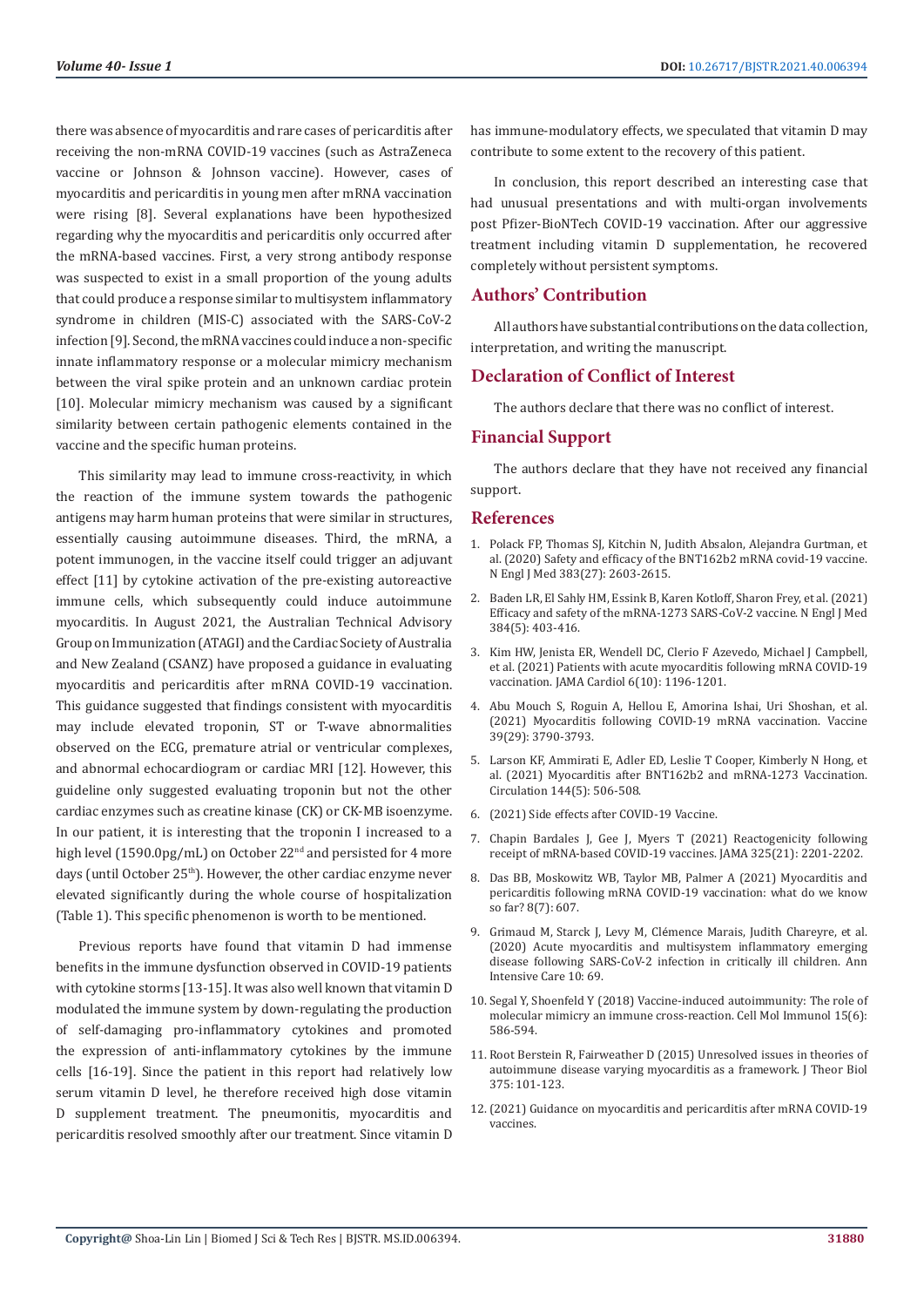there was absence of myocarditis and rare cases of pericarditis after receiving the non-mRNA COVID-19 vaccines (such as AstraZeneca vaccine or Johnson & Johnson vaccine). However, cases of myocarditis and pericarditis in young men after mRNA vaccination were rising [8]. Several explanations have been hypothesized regarding why the myocarditis and pericarditis only occurred after the mRNA-based vaccines. First, a very strong antibody response was suspected to exist in a small proportion of the young adults that could produce a response similar to multisystem inflammatory syndrome in children (MIS-C) associated with the SARS-CoV-2 infection [9]. Second, the mRNA vaccines could induce a non-specific innate inflammatory response or a molecular mimicry mechanism between the viral spike protein and an unknown cardiac protein [10]. Molecular mimicry mechanism was caused by a significant similarity between certain pathogenic elements contained in the vaccine and the specific human proteins.

This similarity may lead to immune cross-reactivity, in which the reaction of the immune system towards the pathogenic antigens may harm human proteins that were similar in structures, essentially causing autoimmune diseases. Third, the mRNA, a potent immunogen, in the vaccine itself could trigger an adjuvant effect [11] by cytokine activation of the pre-existing autoreactive immune cells, which subsequently could induce autoimmune myocarditis. In August 2021, the Australian Technical Advisory Group on Immunization (ATAGI) and the Cardiac Society of Australia and New Zealand (CSANZ) have proposed a guidance in evaluating myocarditis and pericarditis after mRNA COVID-19 vaccination. This guidance suggested that findings consistent with myocarditis may include elevated troponin, ST or T-wave abnormalities observed on the ECG, premature atrial or ventricular complexes, and abnormal echocardiogram or cardiac MRI [12]. However, this guideline only suggested evaluating troponin but not the other cardiac enzymes such as creatine kinase (CK) or CK-MB isoenzyme. In our patient, it is interesting that the troponin I increased to a high level (1590.0pg/mL) on October 22nd and persisted for 4 more days (until October 25th). However, the other cardiac enzyme never elevated significantly during the whole course of hospitalization (Table 1). This specific phenomenon is worth to be mentioned.

Previous reports have found that vitamin D had immense benefits in the immune dysfunction observed in COVID-19 patients with cytokine storms [13-15]. It was also well known that vitamin D modulated the immune system by down-regulating the production of self-damaging pro-inflammatory cytokines and promoted the expression of anti-inflammatory cytokines by the immune cells [16-19]. Since the patient in this report had relatively low serum vitamin D level, he therefore received high dose vitamin D supplement treatment. The pneumonitis, myocarditis and pericarditis resolved smoothly after our treatment. Since vitamin D has immune-modulatory effects, we speculated that vitamin D may contribute to some extent to the recovery of this patient.

In conclusion, this report described an interesting case that had unusual presentations and with multi-organ involvements post Pfizer-BioNTech COVID-19 vaccination. After our aggressive treatment including vitamin D supplementation, he recovered completely without persistent symptoms.

## Authors' Contribution

All authors have substantial contributions on the data collection, interpretation, and writing the manuscript.

## Declaration of Conflict of Interest

The authors declare that there was no conflict of interest.

## Financial Support

The authors declare that they have not received any financial support.

## References

1. Polack FP, Thomas SJ, Kitchin N, Judith Absalon, Alejandra Gurtman, et al. (2020) Safety and efficacy of the BNT162b2 mRNA covid-19 vaccine. N Engl J Med 383(27): 2603-2615.
2. Baden LR, El Sahly HM, Essink B, Karen Kotloff, Sharon Frey, et al. (2021) Efficacy and safety of the mRNA-1273 SARS-CoV-2 vaccine. N Engl J Med 384(5): 403-416.
3. Kim HW, Jenista ER, Wendell DC, Clerio F Azevedo, Michael J Campbell, et al. (2021) Patients with acute myocarditis following mRNA COVID-19 vaccination. JAMA Cardiol 6(10): 1196-1201.
4. Abu Mouch S, Roguin A, Hellou E, Amorina Ishai, Uri Shoshan, et al. (2021) Myocarditis following COVID-19 mRNA vaccination. Vaccine 39(29): 3790-3793.
5. Larson KF, Ammirati E, Adler ED, Leslie T Cooper, Kimberly N Hong, et al. (2021) Myocarditis after BNT162b2 and mRNA-1273 Vaccination. Circulation 144(5): 506-508.
6. (2021) Side effects after COVID-19 Vaccine.
7. Chapin Bardales J, Gee J, Myers T (2021) Reactogenicity following receipt of mRNA-based COVID-19 vaccines. JAMA 325(21): 2201-2202.
8. Das BB, Moskowitz WB, Taylor MB, Palmer A (2021) Myocarditis and pericarditis following mRNA COVID-19 vaccination: what do we know so far? 8(7): 607.
9. Grimaud M, Starck J, Levy M, Clémence Marais, Judith Chareyre, et al. (2020) Acute myocarditis and multisystem inflammatory emerging disease following SARS-CoV-2 infection in critically ill children. Ann Intensive Care 10: 69.
10. Segal Y, Shoenfeld Y (2018) Vaccine-induced autoimmunity: The role of molecular mimicry an immune cross-reaction. Cell Mol Immunol 15(6): 586-594.
11. Root Berstein R, Fairweather D (2015) Unresolved issues in theories of autoimmune disease varying myocarditis as a framework. J Theor Biol 375: 101-123.
12. (2021) Guidance on myocarditis and pericarditis after mRNA COVID-19 vaccines.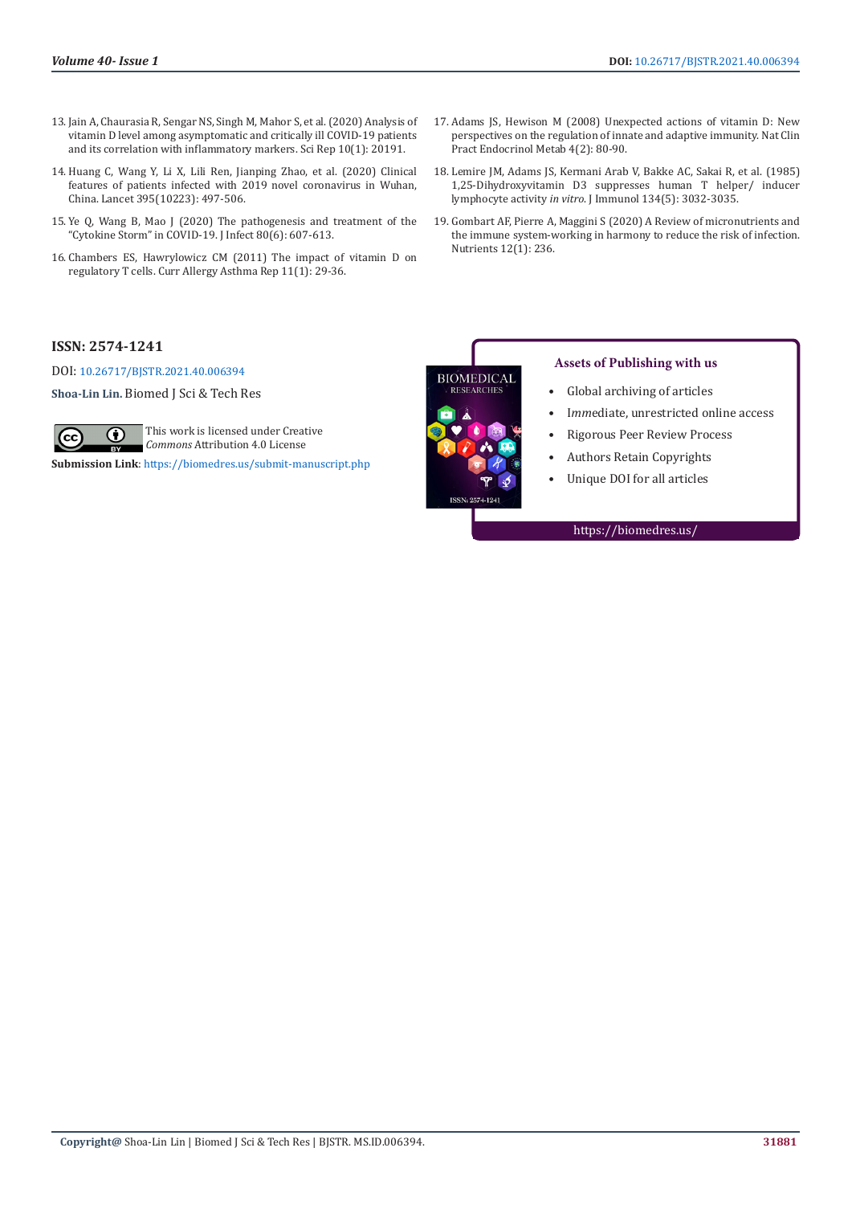13. Jain A, Chaurasia R, Sengar NS, Singh M, Mahor S, et al. (2020) Analysis of vitamin D level among asymptomatic and critically ill COVID-19 patients and its correlation with inflammatory markers. Sci Rep 10(1): 20191.
14. Huang C, Wang Y, Li X, Lili Ren, Jianping Zhao, et al. (2020) Clinical features of patients infected with 2019 novel coronavirus in Wuhan, China. Lancet 395(10223): 497-506.
15. Ye Q, Wang B, Mao J (2020) The pathogenesis and treatment of the "Cytokine Storm" in COVID-19. J Infect 80(6): 607-613.
16. Chambers ES, Hawrylowicz CM (2011) The impact of vitamin D on regulatory T cells. Curr Allergy Asthma Rep 11(1): 29-36.
17. Adams JS, Hewison M (2008) Unexpected actions of vitamin D: New perspectives on the regulation of innate and adaptive immunity. Nat Clin Pract Endocrinol Metab 4(2): 80-90.
18. Lemire JM, Adams JS, Kermani Arab V, Bakke AC, Sakai R, et al. (1985) 1,25-Dihydroxyvitamin D3 suppresses human T helper/ inducer lymphocyte activity *in vitro*. J Immunol 134(5): 3032-3035.
19. Gombart AF, Pierre A, Maggini S (2020) A Review of micronutrients and the immune system-working in harmony to reduce the risk of infection. Nutrients 12(1): 236.

**ISSN: 2574-1241**

DOI: 10.26717/BJSTR.2021.40.006394

**Shoa-Lin Lin.** Biomed J Sci & Tech Res

This work is licensed under Creative *Commons* Attribution 4.0 License

**Submission Link**: https://biomedres.us/submit-manuscript.php

BIOMEDICAL RESEARCHES

ISSN: 2574-1241

### Assets of Publishing with us

- Global archiving of articles
- Immediate, unrestricted online access
- Rigorous Peer Review Process
- Authors Retain Copyrights
- Unique DOI for all articles

https://biomedres.us/